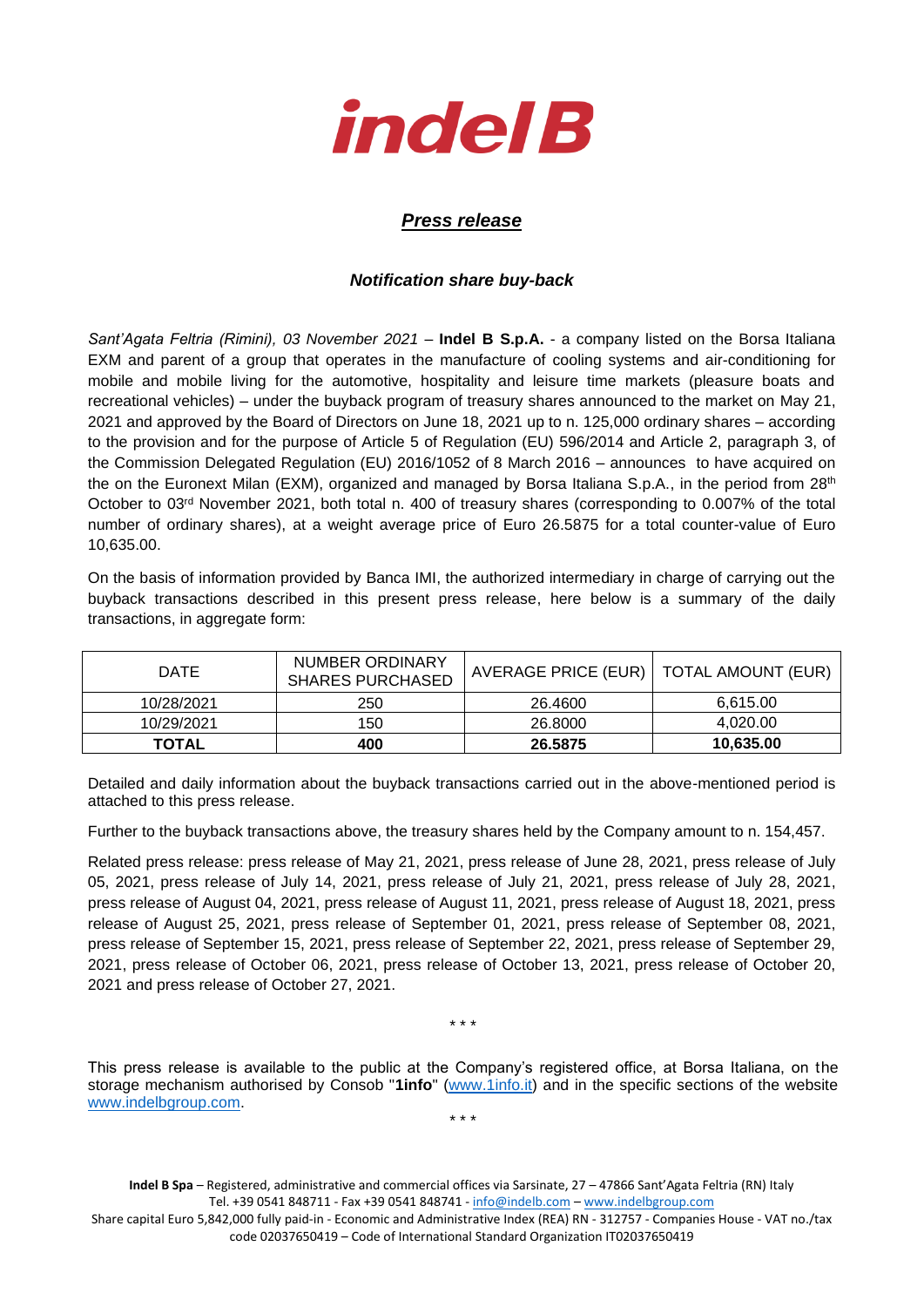indel B

## *Press release*

### *Notification share buy-back*

*Sant'Agata Feltria (Rimini), 03 November 2021* – **Indel B S.p.A.** - a company listed on the Borsa Italiana EXM and parent of a group that operates in the manufacture of cooling systems and air-conditioning for mobile and mobile living for the automotive, hospitality and leisure time markets (pleasure boats and recreational vehicles) – under the buyback program of treasury shares announced to the market on May 21, 2021 and approved by the Board of Directors on June 18, 2021 up to n. 125,000 ordinary shares – according to the provision and for the purpose of Article 5 of Regulation (EU) 596/2014 and Article 2, paragraph 3, of the Commission Delegated Regulation (EU) 2016/1052 of 8 March 2016 – announces to have acquired on the on the Euronext Milan (EXM), organized and managed by Borsa Italiana S.p.A., in the period from 28th October to 03rd November 2021, both total n. 400 of treasury shares (corresponding to 0.007% of the total number of ordinary shares), at a weight average price of Euro 26.5875 for a total counter-value of Euro 10,635.00.

On the basis of information provided by Banca IMI, the authorized intermediary in charge of carrying out the buyback transactions described in this present press release, here below is a summary of the daily transactions, in aggregate form:

| DATE | NUMBER ORDINARY SHARES PURCHASED | AVERAGE PRICE (EUR) | TOTAL AMOUNT (EUR) |
|---|---|---|---|
| 10/28/2021 | 250 | 26.4600 | 6,615.00 |
| 10/29/2021 | 150 | 26.8000 | 4,020.00 |
| **TOTAL** | **400** | **26.5875** | **10,635.00** |

Detailed and daily information about the buyback transactions carried out in the above-mentioned period is attached to this press release.

Further to the buyback transactions above, the treasury shares held by the Company amount to n. 154,457.

Related press release: press release of May 21, 2021, press release of June 28, 2021, press release of July 05, 2021, press release of July 14, 2021, press release of July 21, 2021, press release of July 28, 2021, press release of August 04, 2021, press release of August 11, 2021, press release of August 18, 2021, press release of August 25, 2021, press release of September 01, 2021, press release of September 08, 2021, press release of September 15, 2021, press release of September 22, 2021, press release of September 29, 2021, press release of October 06, 2021, press release of October 13, 2021, press release of October 20, 2021 and press release of October 27, 2021.

\* \* \*

This press release is available to the public at the Company's registered office, at Borsa Italiana, on the storage mechanism authorised by Consob "**1info**" (www.1info.it) and in the specific sections of the website www.indelbgroup.com.

\* \* \*

**Indel B Spa** – Registered, administrative and commercial offices via Sarsinate, 27 – 47866 Sant'Agata Feltria (RN) Italy
Tel. +39 0541 848711 - Fax +39 0541 848741 - info@indelb.com – www.indelbgroup.com
Share capital Euro 5,842,000 fully paid-in - Economic and Administrative Index (REA) RN - 312757 - Companies House - VAT no./tax code 02037650419 – Code of International Standard Organization IT02037650419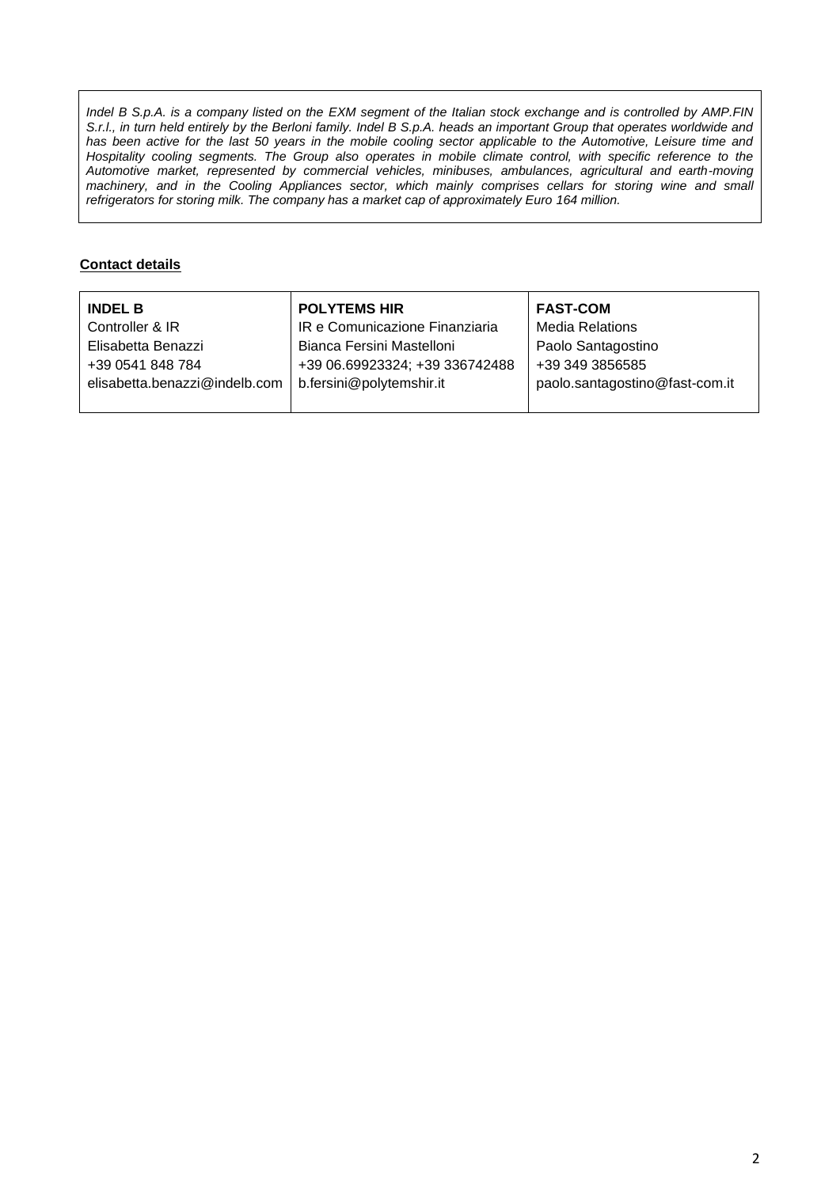*Indel B S.p.A. is a company listed on the EXM segment of the Italian stock exchange and is controlled by AMP.FIN S.r.l., in turn held entirely by the Berloni family. Indel B S.p.A. heads an important Group that operates worldwide and has been active for the last 50 years in the mobile cooling sector applicable to the Automotive, Leisure time and Hospitality cooling segments. The Group also operates in mobile climate control, with specific reference to the Automotive market, represented by commercial vehicles, minibuses, ambulances, agricultural and earth-moving machinery, and in the Cooling Appliances sector, which mainly comprises cellars for storing wine and small refrigerators for storing milk. The company has a market cap of approximately Euro 164 million.*

**Contact details**

| **INDEL B** | **POLYTEMS HIR** | **FAST-COM** |
|---|---|---|
| Controller & IR | IR e Comunicazione Finanziaria | Media Relations |
| Elisabetta Benazzi | Bianca Fersini Mastelloni | Paolo Santagostino |
| +39 0541 848 784 | +39 06.69923324; +39 336742488 | +39 349 3856585 |
| elisabetta.benazzi@indelb.com | b.fersini@polytemshir.it | paolo.santagostino@fast-com.it |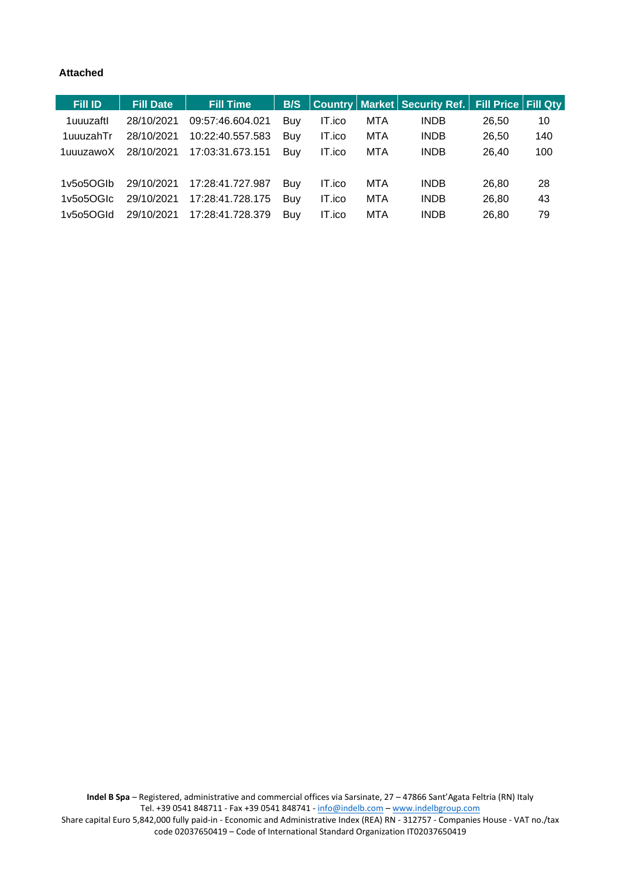**Attached**

| Fill ID | Fill Date | Fill Time | B/S | Country | Market | Security Ref. | Fill Price | Fill Qty |
|---|---|---|---|---|---|---|---|---|
| 1uuuzaftl | 28/10/2021 | 09:57:46.604.021 | Buy | IT.ico | MTA | INDB | 26,50 | 10 |
| 1uuuzahTr | 28/10/2021 | 10:22:40.557.583 | Buy | IT.ico | MTA | INDB | 26,50 | 140 |
| 1uuuzawoX | 28/10/2021 | 17:03:31.673.151 | Buy | IT.ico | MTA | INDB | 26,40 | 100 |
| | | | | | | | | |
| 1v5o5OGIb | 29/10/2021 | 17:28:41.727.987 | Buy | IT.ico | MTA | INDB | 26,80 | 28 |
| 1v5o5OGIc | 29/10/2021 | 17:28:41.728.175 | Buy | IT.ico | MTA | INDB | 26,80 | 43 |
| 1v5o5OGId | 29/10/2021 | 17:28:41.728.379 | Buy | IT.ico | MTA | INDB | 26,80 | 79 |

**Indel B Spa** – Registered, administrative and commercial offices via Sarsinate, 27 – 47866 Sant'Agata Feltria (RN) Italy
Tel. +39 0541 848711 - Fax +39 0541 848741 - info@indelb.com – www.indelbgroup.com
Share capital Euro 5,842,000 fully paid-in - Economic and Administrative Index (REA) RN - 312757 - Companies House - VAT no./tax code 02037650419 – Code of International Standard Organization IT02037650419